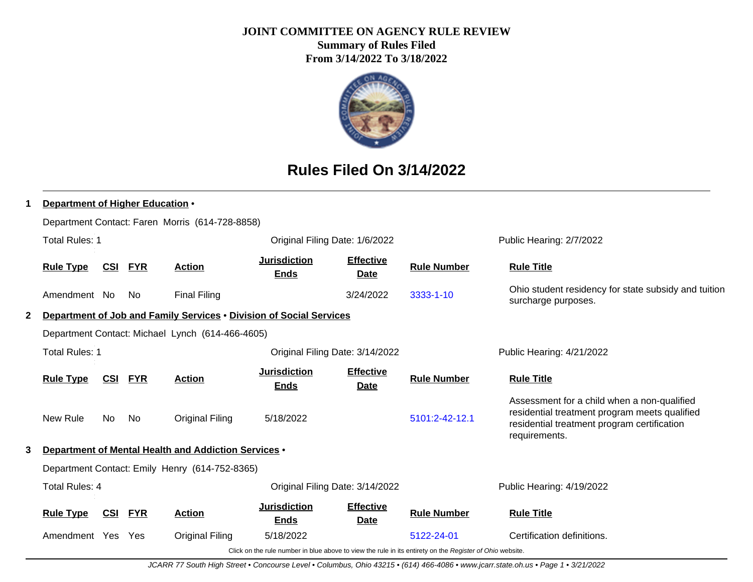# JOINT COMMITTEE ON AGENCY RULE REVIEW

**Summary of Rules Filed**
**From 3/14/2022 To 3/18/2022**

## Rules Filed On 3/14/2022

### 1 Department of Higher Education •

Department Contact: Faren Morris (614-728-8858)

Total Rules: 1 — Original Filing Date: 1/6/2022 — Public Hearing: 2/7/2022

| Rule Type | CSI | FYR | Action | Jurisdiction Ends | Effective Date | Rule Number | Rule Title |
|---|---|---|---|---|---|---|---|
| Amendment | No | No | Final Filing | | 3/24/2022 | 3333-1-10 | Ohio student residency for state subsidy and tuition surcharge purposes. |

### 2 Department of Job and Family Services • Division of Social Services

Department Contact: Michael Lynch (614-466-4605)

Total Rules: 1 — Original Filing Date: 3/14/2022 — Public Hearing: 4/21/2022

| Rule Type | CSI | FYR | Action | Jurisdiction Ends | Effective Date | Rule Number | Rule Title |
|---|---|---|---|---|---|---|---|
| New Rule | No | No | Original Filing | 5/18/2022 | | 5101:2-42-12.1 | Assessment for a child when a non-qualified residential treatment program meets qualified residential treatment program certification requirements. |

### 3 Department of Mental Health and Addiction Services •

Department Contact: Emily Henry (614-752-8365)

Total Rules: 4 — Original Filing Date: 3/14/2022 — Public Hearing: 4/19/2022

| Rule Type | CSI | FYR | Action | Jurisdiction Ends | Effective Date | Rule Number | Rule Title |
|---|---|---|---|---|---|---|---|
| Amendment | Yes | Yes | Original Filing | 5/18/2022 | | 5122-24-01 | Certification definitions. |

Click on the rule number in blue above to view the rule in its entirety on the *Register of Ohio* website.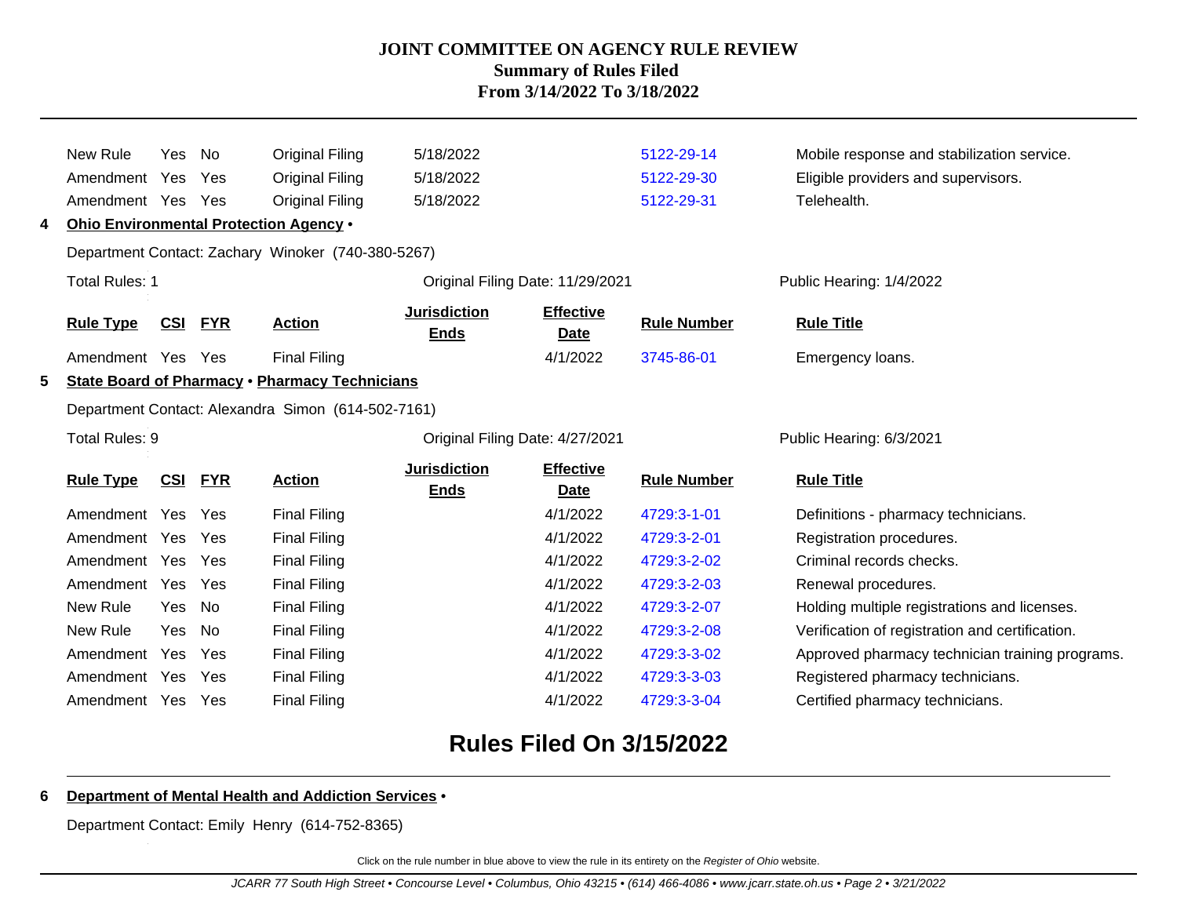# JOINT COMMITTEE ON AGENCY RULE REVIEW
## Summary of Rules Filed
### From 3/14/2022 To 3/18/2022

| Rule Type | CSI | FYR | Action | Jurisdiction Ends | Effective Date | Rule Number | Rule Title |
|---|---|---|---|---|---|---|---|
| New Rule | Yes | No | Original Filing | 5/18/2022 | | 5122-29-14 | Mobile response and stabilization service. |
| Amendment | Yes | Yes | Original Filing | 5/18/2022 | | 5122-29-30 | Eligible providers and supervisors. |
| Amendment | Yes | Yes | Original Filing | 5/18/2022 | | 5122-29-31 | Telehealth. |

**4 Ohio Environmental Protection Agency •**

Department Contact: Zachary Winoker (740-380-5267)

Total Rules: 1 | Original Filing Date: 11/29/2021 | Public Hearing: 1/4/2022

| Rule Type | CSI | FYR | Action | Jurisdiction Ends | Effective Date | Rule Number | Rule Title |
|---|---|---|---|---|---|---|---|
| Amendment | Yes | Yes | Final Filing | | 4/1/2022 | 3745-86-01 | Emergency loans. |

**5 State Board of Pharmacy • Pharmacy Technicians**

Department Contact: Alexandra Simon (614-502-7161)

Total Rules: 9 | Original Filing Date: 4/27/2021 | Public Hearing: 6/3/2021

| Rule Type | CSI | FYR | Action | Jurisdiction Ends | Effective Date | Rule Number | Rule Title |
|---|---|---|---|---|---|---|---|
| Amendment | Yes | Yes | Final Filing | | 4/1/2022 | 4729:3-1-01 | Definitions - pharmacy technicians. |
| Amendment | Yes | Yes | Final Filing | | 4/1/2022 | 4729:3-2-01 | Registration procedures. |
| Amendment | Yes | Yes | Final Filing | | 4/1/2022 | 4729:3-2-02 | Criminal records checks. |
| Amendment | Yes | Yes | Final Filing | | 4/1/2022 | 4729:3-2-03 | Renewal procedures. |
| New Rule | Yes | No | Final Filing | | 4/1/2022 | 4729:3-2-07 | Holding multiple registrations and licenses. |
| New Rule | Yes | No | Final Filing | | 4/1/2022 | 4729:3-2-08 | Verification of registration and certification. |
| Amendment | Yes | Yes | Final Filing | | 4/1/2022 | 4729:3-3-02 | Approved pharmacy technician training programs. |
| Amendment | Yes | Yes | Final Filing | | 4/1/2022 | 4729:3-3-03 | Registered pharmacy technicians. |
| Amendment | Yes | Yes | Final Filing | | 4/1/2022 | 4729:3-3-04 | Certified pharmacy technicians. |

## Rules Filed On 3/15/2022

**6 Department of Mental Health and Addiction Services •**

Department Contact: Emily Henry (614-752-8365)

Click on the rule number in blue above to view the rule in its entirety on the *Register of Ohio* website.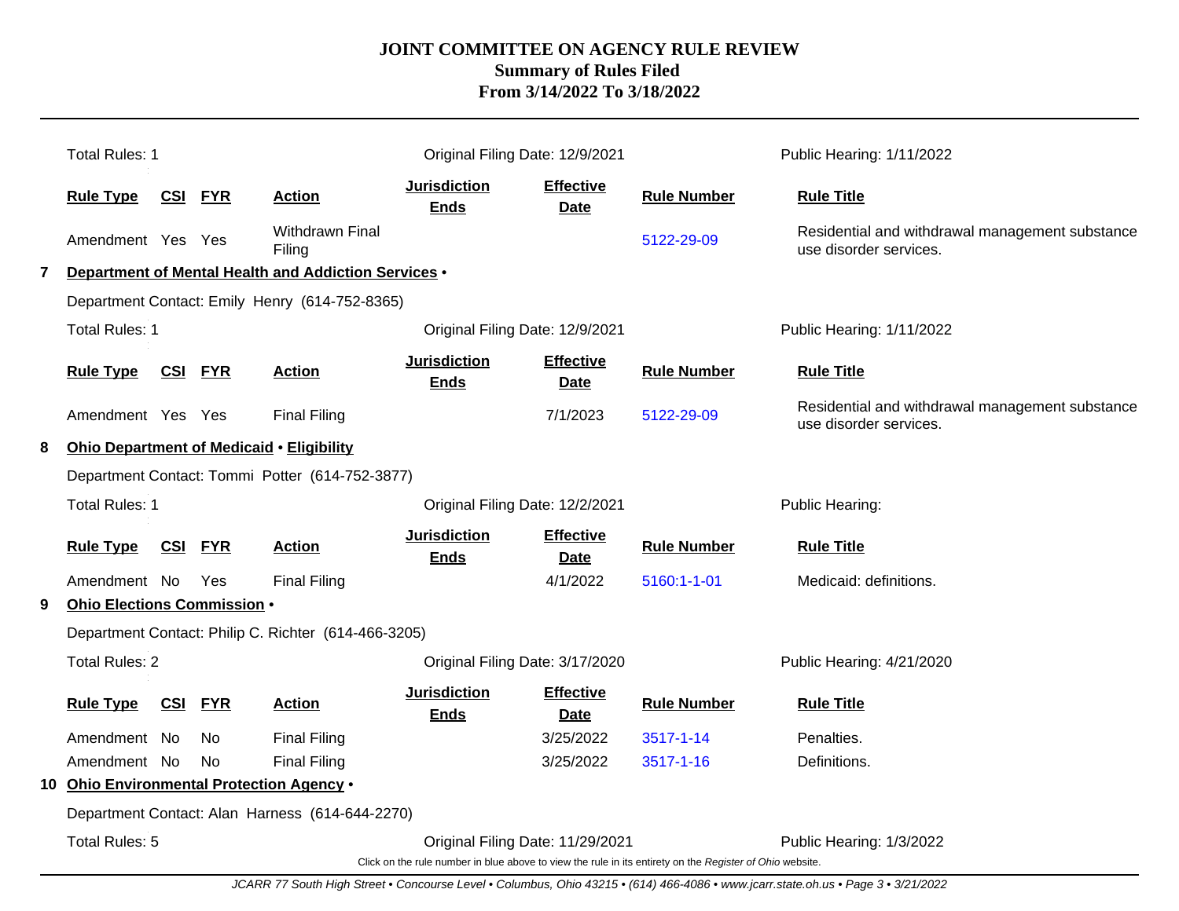# JOINT COMMITTEE ON AGENCY RULE REVIEW
## Summary of Rules Filed
## From 3/14/2022 To 3/18/2022

Total Rules: 1 | Original Filing Date: 12/9/2021 | Public Hearing: 1/11/2022

| Rule Type | CSI | FYR | Action | Jurisdiction Ends | Effective Date | Rule Number | Rule Title |
|---|---|---|---|---|---|---|---|
| Amendment | Yes | Yes | Withdrawn Final Filing | | | 5122-29-09 | Residential and withdrawal management substance use disorder services. |

**7 Department of Mental Health and Addiction Services •**

Department Contact: Emily Henry (614-752-8365)

Total Rules: 1 | Original Filing Date: 12/9/2021 | Public Hearing: 1/11/2022

| Rule Type | CSI | FYR | Action | Jurisdiction Ends | Effective Date | Rule Number | Rule Title |
|---|---|---|---|---|---|---|---|
| Amendment | Yes | Yes | Final Filing | | 7/1/2023 | 5122-29-09 | Residential and withdrawal management substance use disorder services. |

**8 Ohio Department of Medicaid • Eligibility**

Department Contact: Tommi Potter (614-752-3877)

Total Rules: 1 | Original Filing Date: 12/2/2021 | Public Hearing:

| Rule Type | CSI | FYR | Action | Jurisdiction Ends | Effective Date | Rule Number | Rule Title |
|---|---|---|---|---|---|---|---|
| Amendment | No | Yes | Final Filing | | 4/1/2022 | 5160:1-1-01 | Medicaid: definitions. |

**9 Ohio Elections Commission •**

Department Contact: Philip C. Richter (614-466-3205)

Total Rules: 2 | Original Filing Date: 3/17/2020 | Public Hearing: 4/21/2020

| Rule Type | CSI | FYR | Action | Jurisdiction Ends | Effective Date | Rule Number | Rule Title |
|---|---|---|---|---|---|---|---|
| Amendment | No | No | Final Filing | | 3/25/2022 | 3517-1-14 | Penalties. |
| Amendment | No | No | Final Filing | | 3/25/2022 | 3517-1-16 | Definitions. |

**10 Ohio Environmental Protection Agency •**

Department Contact: Alan Harness (614-644-2270)

Total Rules: 5 | Original Filing Date: 11/29/2021 | Public Hearing: 1/3/2022

Click on the rule number in blue above to view the rule in its entirety on the *Register of Ohio* website.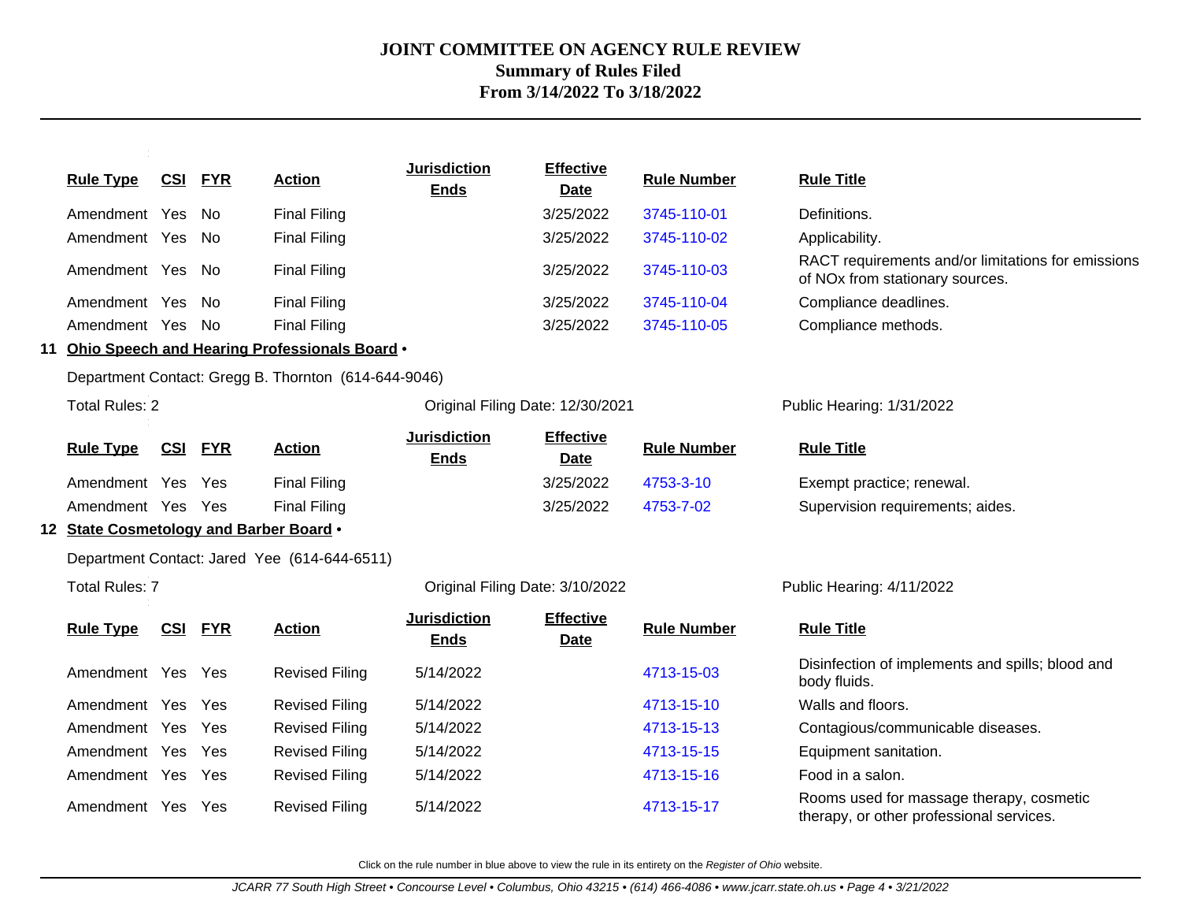# JOINT COMMITTEE ON AGENCY RULE REVIEW
## Summary of Rules Filed
## From 3/14/2022 To 3/18/2022

| Rule Type | CSI | FYR | Action | Jurisdiction Ends | Effective Date | Rule Number | Rule Title |
|---|---|---|---|---|---|---|---|
| Amendment | Yes | No | Final Filing | | 3/25/2022 | 3745-110-01 | Definitions. |
| Amendment | Yes | No | Final Filing | | 3/25/2022 | 3745-110-02 | Applicability. |
| Amendment | Yes | No | Final Filing | | 3/25/2022 | 3745-110-03 | RACT requirements and/or limitations for emissions of NOx from stationary sources. |
| Amendment | Yes | No | Final Filing | | 3/25/2022 | 3745-110-04 | Compliance deadlines. |
| Amendment | Yes | No | Final Filing | | 3/25/2022 | 3745-110-05 | Compliance methods. |

### 11 Ohio Speech and Hearing Professionals Board •

Department Contact: Gregg B. Thornton (614-644-9046)

Total Rules: 2 | Original Filing Date: 12/30/2021 | Public Hearing: 1/31/2022

| Rule Type | CSI | FYR | Action | Jurisdiction Ends | Effective Date | Rule Number | Rule Title |
|---|---|---|---|---|---|---|---|
| Amendment | Yes | Yes | Final Filing | | 3/25/2022 | 4753-3-10 | Exempt practice; renewal. |
| Amendment | Yes | Yes | Final Filing | | 3/25/2022 | 4753-7-02 | Supervision requirements; aides. |

### 12 State Cosmetology and Barber Board •

Department Contact: Jared Yee (614-644-6511)

Total Rules: 7 | Original Filing Date: 3/10/2022 | Public Hearing: 4/11/2022

| Rule Type | CSI | FYR | Action | Jurisdiction Ends | Effective Date | Rule Number | Rule Title |
|---|---|---|---|---|---|---|---|
| Amendment | Yes | Yes | Revised Filing | 5/14/2022 | | 4713-15-03 | Disinfection of implements and spills; blood and body fluids. |
| Amendment | Yes | Yes | Revised Filing | 5/14/2022 | | 4713-15-10 | Walls and floors. |
| Amendment | Yes | Yes | Revised Filing | 5/14/2022 | | 4713-15-13 | Contagious/communicable diseases. |
| Amendment | Yes | Yes | Revised Filing | 5/14/2022 | | 4713-15-15 | Equipment sanitation. |
| Amendment | Yes | Yes | Revised Filing | 5/14/2022 | | 4713-15-16 | Food in a salon. |
| Amendment | Yes | Yes | Revised Filing | 5/14/2022 | | 4713-15-17 | Rooms used for massage therapy, cosmetic therapy, or other professional services. |

Click on the rule number in blue above to view the rule in its entirety on the *Register of Ohio* website.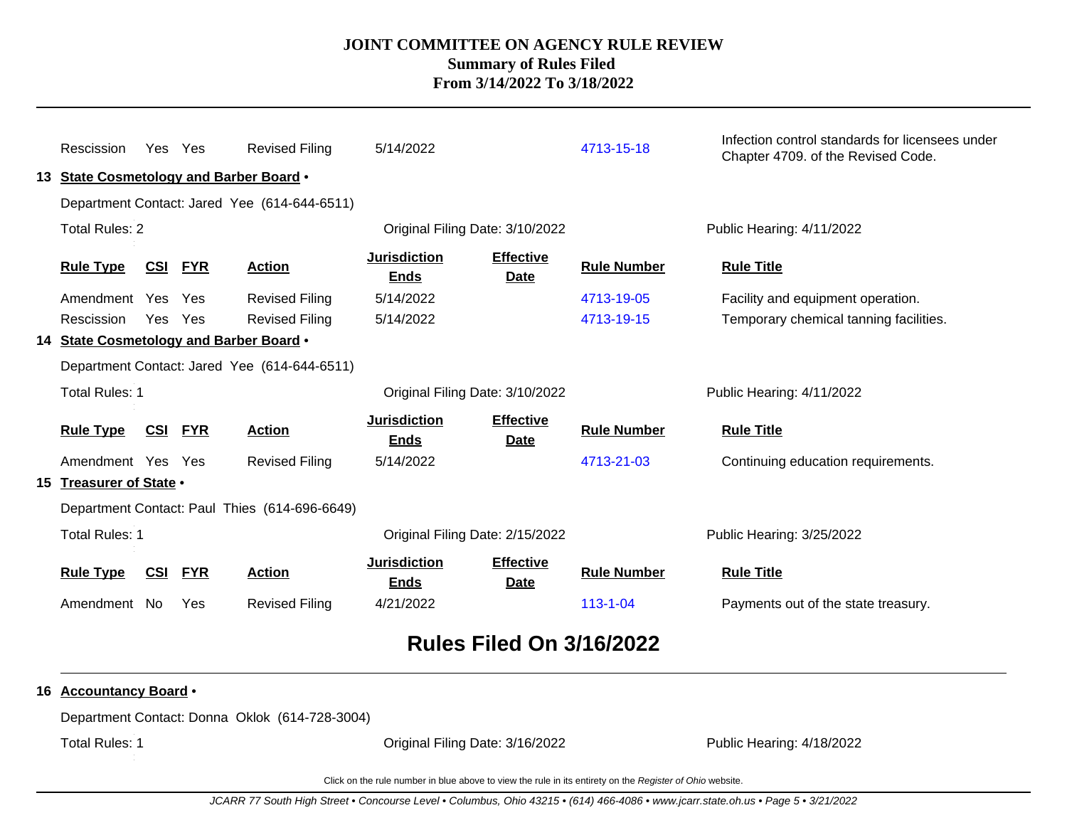| Rule Type | CSI | FYR | Action | Jurisdiction Ends | Effective Date | Rule Number | Rule Title |
|---|---|---|---|---|---|---|---|
| Rescission | Yes | Yes | Revised Filing | 5/14/2022 | | 4713-15-18 | Infection control standards for licensees under Chapter 4709. of the Revised Code. |

**13 State Cosmetology and Barber Board •**

Department Contact: Jared Yee (614-644-6511)

Total Rules: 2 | Original Filing Date: 3/10/2022 | Public Hearing: 4/11/2022

| Rule Type | CSI | FYR | Action | Jurisdiction Ends | Effective Date | Rule Number | Rule Title |
|---|---|---|---|---|---|---|---|
| Amendment | Yes | Yes | Revised Filing | 5/14/2022 | | 4713-19-05 | Facility and equipment operation. |
| Rescission | Yes | Yes | Revised Filing | 5/14/2022 | | 4713-19-15 | Temporary chemical tanning facilities. |

**14 State Cosmetology and Barber Board •**

Department Contact: Jared Yee (614-644-6511)

Total Rules: 1 | Original Filing Date: 3/10/2022 | Public Hearing: 4/11/2022

| Rule Type | CSI | FYR | Action | Jurisdiction Ends | Effective Date | Rule Number | Rule Title |
|---|---|---|---|---|---|---|---|
| Amendment | Yes | Yes | Revised Filing | 5/14/2022 | | 4713-21-03 | Continuing education requirements. |

**15 Treasurer of State •**

Department Contact: Paul Thies (614-696-6649)

Total Rules: 1 | Original Filing Date: 2/15/2022 | Public Hearing: 3/25/2022

| Rule Type | CSI | FYR | Action | Jurisdiction Ends | Effective Date | Rule Number | Rule Title |
|---|---|---|---|---|---|---|---|
| Amendment | No | Yes | Revised Filing | 4/21/2022 | | 113-1-04 | Payments out of the state treasury. |

## Rules Filed On 3/16/2022

**16 Accountancy Board •**

Department Contact: Donna Oklok (614-728-3004)

Total Rules: 1 | Original Filing Date: 3/16/2022 | Public Hearing: 4/18/2022

Click on the rule number in blue above to view the rule in its entirety on the *Register of Ohio* website.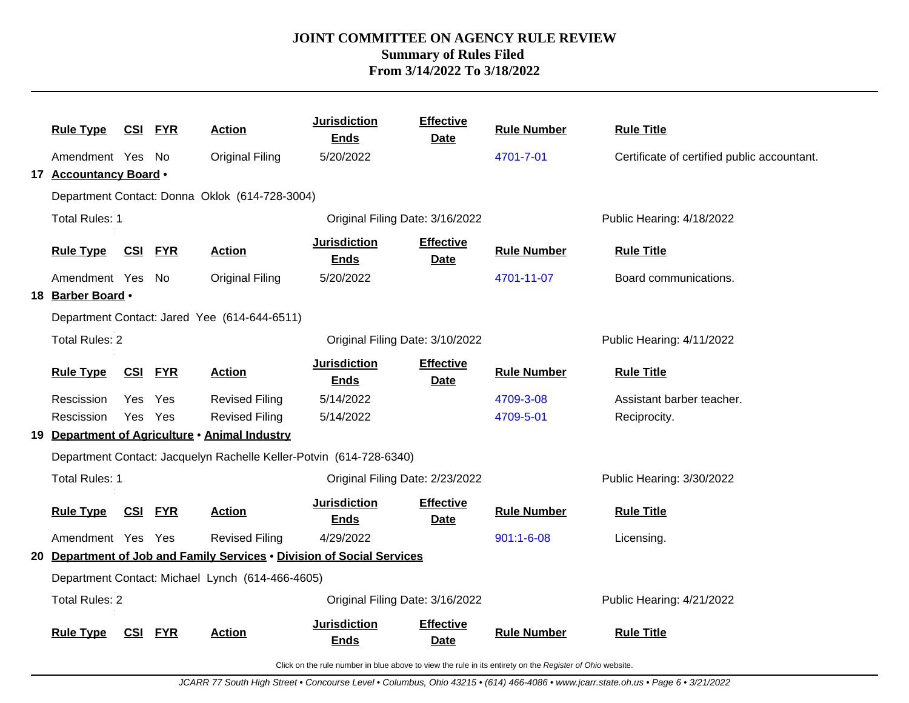# JOINT COMMITTEE ON AGENCY RULE REVIEW
## Summary of Rules Filed
## From 3/14/2022 To 3/18/2022

| Rule Type | CSI | FYR | Action | Jurisdiction Ends | Effective Date | Rule Number | Rule Title |
|---|---|---|---|---|---|---|---|
| Amendment | Yes | No | Original Filing | 5/20/2022 | | 4701-7-01 | Certificate of certified public accountant. |

**17 Accountancy Board •**

Department Contact: Donna Oklok (614-728-3004)

Total Rules: 1 | Original Filing Date: 3/16/2022 | Public Hearing: 4/18/2022

| Rule Type | CSI | FYR | Action | Jurisdiction Ends | Effective Date | Rule Number | Rule Title |
|---|---|---|---|---|---|---|---|
| Amendment | Yes | No | Original Filing | 5/20/2022 | | 4701-11-07 | Board communications. |

**18 Barber Board •**

Department Contact: Jared Yee (614-644-6511)

Total Rules: 2 | Original Filing Date: 3/10/2022 | Public Hearing: 4/11/2022

| Rule Type | CSI | FYR | Action | Jurisdiction Ends | Effective Date | Rule Number | Rule Title |
|---|---|---|---|---|---|---|---|
| Rescission | Yes | Yes | Revised Filing | 5/14/2022 | | 4709-3-08 | Assistant barber teacher. |
| Rescission | Yes | Yes | Revised Filing | 5/14/2022 | | 4709-5-01 | Reciprocity. |

**19 Department of Agriculture • Animal Industry**

Department Contact: Jacquelyn Rachelle Keller-Potvin (614-728-6340)

Total Rules: 1 | Original Filing Date: 2/23/2022 | Public Hearing: 3/30/2022

| Rule Type | CSI | FYR | Action | Jurisdiction Ends | Effective Date | Rule Number | Rule Title |
|---|---|---|---|---|---|---|---|
| Amendment | Yes | Yes | Revised Filing | 4/29/2022 | | 901:1-6-08 | Licensing. |

**20 Department of Job and Family Services • Division of Social Services**

Department Contact: Michael Lynch (614-466-4605)

Total Rules: 2 | Original Filing Date: 3/16/2022 | Public Hearing: 4/21/2022

| Rule Type | CSI | FYR | Action | Jurisdiction Ends | Effective Date | Rule Number | Rule Title |
|---|---|---|---|---|---|---|---|

Click on the rule number in blue above to view the rule in its entirety on the *Register of Ohio* website.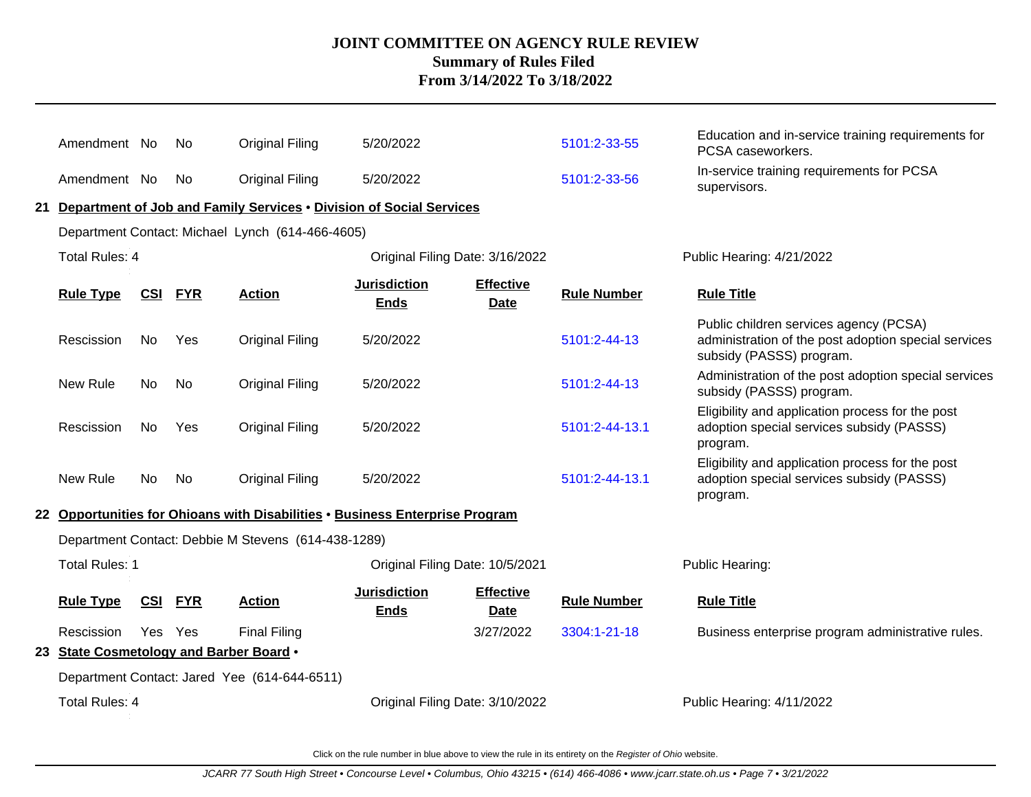| Rule Type | CSI | FYR | Action | Jurisdiction Ends | Effective Date | Rule Number | Rule Title |
|---|---|---|---|---|---|---|---|
| Amendment | No | No | Original Filing | 5/20/2022 | | 5101:2-33-55 | Education and in-service training requirements for PCSA caseworkers. |
| Amendment | No | No | Original Filing | 5/20/2022 | | 5101:2-33-56 | In-service training requirements for PCSA supervisors. |

**21 Department of Job and Family Services • Division of Social Services**

Department Contact: Michael Lynch (614-466-4605)

Total Rules: 4 | Original Filing Date: 3/16/2022 | Public Hearing: 4/21/2022

| Rule Type | CSI | FYR | Action | Jurisdiction Ends | Effective Date | Rule Number | Rule Title |
|---|---|---|---|---|---|---|---|
| Rescission | No | Yes | Original Filing | 5/20/2022 | | 5101:2-44-13 | Public children services agency (PCSA) administration of the post adoption special services subsidy (PASSS) program. |
| New Rule | No | No | Original Filing | 5/20/2022 | | 5101:2-44-13 | Administration of the post adoption special services subsidy (PASSS) program. |
| Rescission | No | Yes | Original Filing | 5/20/2022 | | 5101:2-44-13.1 | Eligibility and application process for the post adoption special services subsidy (PASSS) program. |
| New Rule | No | No | Original Filing | 5/20/2022 | | 5101:2-44-13.1 | Eligibility and application process for the post adoption special services subsidy (PASSS) program. |

**22 Opportunities for Ohioans with Disabilities • Business Enterprise Program**

Department Contact: Debbie M Stevens (614-438-1289)

Total Rules: 1 | Original Filing Date: 10/5/2021 | Public Hearing:

| Rule Type | CSI | FYR | Action | Jurisdiction Ends | Effective Date | Rule Number | Rule Title |
|---|---|---|---|---|---|---|---|
| Rescission | Yes | Yes | Final Filing | | 3/27/2022 | 3304:1-21-18 | Business enterprise program administrative rules. |

**23 State Cosmetology and Barber Board •**

Department Contact: Jared Yee (614-644-6511)

Total Rules: 4 | Original Filing Date: 3/10/2022 | Public Hearing: 4/11/2022

Click on the rule number in blue above to view the rule in its entirety on the *Register of Ohio* website.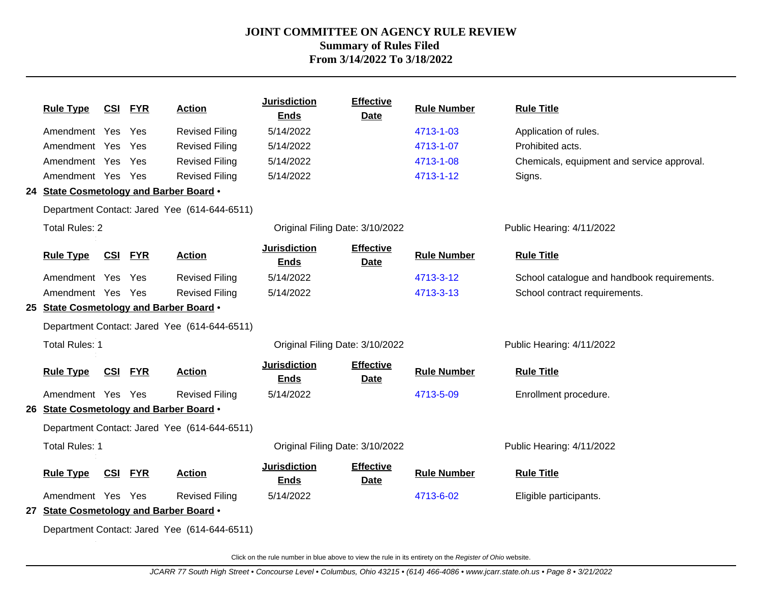# JOINT COMMITTEE ON AGENCY RULE REVIEW
## Summary of Rules Filed
## From 3/14/2022 To 3/18/2022

| Rule Type | CSI | FYR | Action | Jurisdiction Ends | Effective Date | Rule Number | Rule Title |
|---|---|---|---|---|---|---|---|
| Amendment | Yes | Yes | Revised Filing | 5/14/2022 | | 4713-1-03 | Application of rules. |
| Amendment | Yes | Yes | Revised Filing | 5/14/2022 | | 4713-1-07 | Prohibited acts. |
| Amendment | Yes | Yes | Revised Filing | 5/14/2022 | | 4713-1-08 | Chemicals, equipment and service approval. |
| Amendment | Yes | Yes | Revised Filing | 5/14/2022 | | 4713-1-12 | Signs. |

**24 State Cosmetology and Barber Board •**

Department Contact: Jared Yee (614-644-6511)

Total Rules: 2 — Original Filing Date: 3/10/2022 — Public Hearing: 4/11/2022

| Rule Type | CSI | FYR | Action | Jurisdiction Ends | Effective Date | Rule Number | Rule Title |
|---|---|---|---|---|---|---|---|
| Amendment | Yes | Yes | Revised Filing | 5/14/2022 | | 4713-3-12 | School catalogue and handbook requirements. |
| Amendment | Yes | Yes | Revised Filing | 5/14/2022 | | 4713-3-13 | School contract requirements. |

**25 State Cosmetology and Barber Board •**

Department Contact: Jared Yee (614-644-6511)

Total Rules: 1 — Original Filing Date: 3/10/2022 — Public Hearing: 4/11/2022

| Rule Type | CSI | FYR | Action | Jurisdiction Ends | Effective Date | Rule Number | Rule Title |
|---|---|---|---|---|---|---|---|
| Amendment | Yes | Yes | Revised Filing | 5/14/2022 | | 4713-5-09 | Enrollment procedure. |

**26 State Cosmetology and Barber Board •**

Department Contact: Jared Yee (614-644-6511)

Total Rules: 1 — Original Filing Date: 3/10/2022 — Public Hearing: 4/11/2022

| Rule Type | CSI | FYR | Action | Jurisdiction Ends | Effective Date | Rule Number | Rule Title |
|---|---|---|---|---|---|---|---|
| Amendment | Yes | Yes | Revised Filing | 5/14/2022 | | 4713-6-02 | Eligible participants. |

**27 State Cosmetology and Barber Board •**

Department Contact: Jared Yee (614-644-6511)

Click on the rule number in blue above to view the rule in its entirety on the *Register of Ohio* website.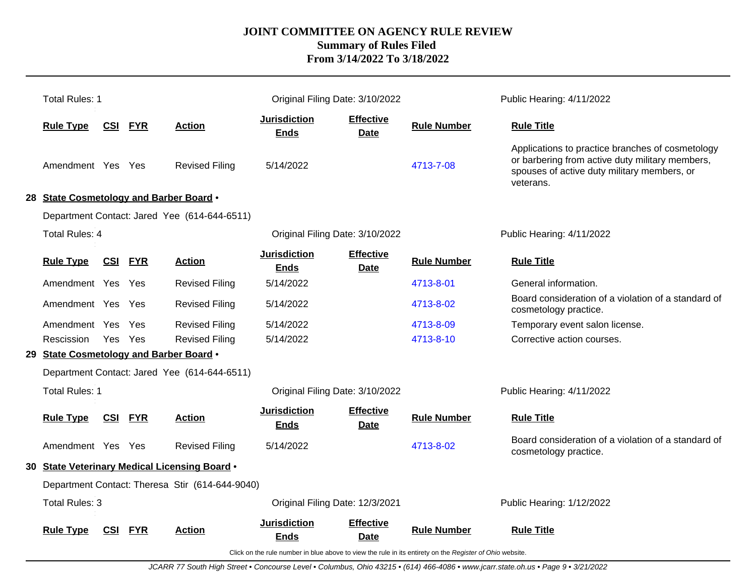# JOINT COMMITTEE ON AGENCY RULE REVIEW
## Summary of Rules Filed
## From 3/14/2022 To 3/18/2022

Total Rules: 1 | Original Filing Date: 3/10/2022 | Public Hearing: 4/11/2022

| Rule Type | CSI | FYR | Action | Jurisdiction Ends | Effective Date | Rule Number | Rule Title |
|---|---|---|---|---|---|---|---|
| Amendment | Yes | Yes | Revised Filing | 5/14/2022 | | 4713-7-08 | Applications to practice branches of cosmetology or barbering from active duty military members, spouses of active duty military members, or veterans. |

**28 State Cosmetology and Barber Board •**

Department Contact: Jared Yee (614-644-6511)

Total Rules: 4 | Original Filing Date: 3/10/2022 | Public Hearing: 4/11/2022

| Rule Type | CSI | FYR | Action | Jurisdiction Ends | Effective Date | Rule Number | Rule Title |
|---|---|---|---|---|---|---|---|
| Amendment | Yes | Yes | Revised Filing | 5/14/2022 | | 4713-8-01 | General information. |
| Amendment | Yes | Yes | Revised Filing | 5/14/2022 | | 4713-8-02 | Board consideration of a violation of a standard of cosmetology practice. |
| Amendment | Yes | Yes | Revised Filing | 5/14/2022 | | 4713-8-09 | Temporary event salon license. |
| Rescission | Yes | Yes | Revised Filing | 5/14/2022 | | 4713-8-10 | Corrective action courses. |

**29 State Cosmetology and Barber Board •**

Department Contact: Jared Yee (614-644-6511)

Total Rules: 1 | Original Filing Date: 3/10/2022 | Public Hearing: 4/11/2022

| Rule Type | CSI | FYR | Action | Jurisdiction Ends | Effective Date | Rule Number | Rule Title |
|---|---|---|---|---|---|---|---|
| Amendment | Yes | Yes | Revised Filing | 5/14/2022 | | 4713-8-02 | Board consideration of a violation of a standard of cosmetology practice. |

**30 State Veterinary Medical Licensing Board •**

Department Contact: Theresa Stir (614-644-9040)

Total Rules: 3 | Original Filing Date: 12/3/2021 | Public Hearing: 1/12/2022

| Rule Type | CSI | FYR | Action | Jurisdiction Ends | Effective Date | Rule Number | Rule Title |
|---|---|---|---|---|---|---|---|

Click on the rule number in blue above to view the rule in its entirety on the *Register of Ohio* website.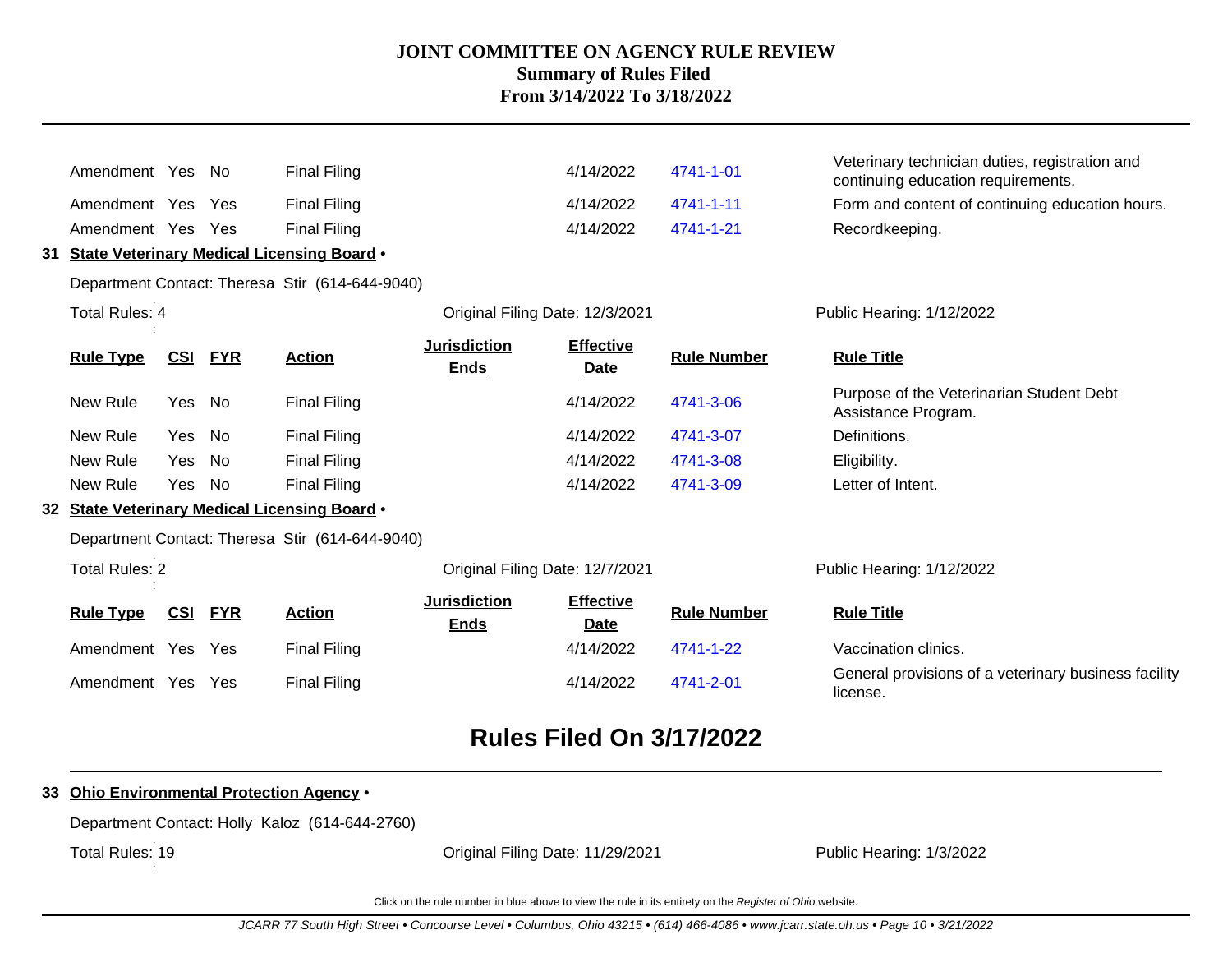| Rule Type | CSI | FYR | Action | Jurisdiction Ends | Effective Date | Rule Number | Rule Title |
|---|---|---|---|---|---|---|---|
| Amendment | Yes | No | Final Filing | | 4/14/2022 | 4741-1-01 | Veterinary technician duties, registration and continuing education requirements. |
| Amendment | Yes | Yes | Final Filing | | 4/14/2022 | 4741-1-11 | Form and content of continuing education hours. |
| Amendment | Yes | Yes | Final Filing | | 4/14/2022 | 4741-1-21 | Recordkeeping. |

**31 State Veterinary Medical Licensing Board •**

Department Contact: Theresa Stir (614-644-9040)

Total Rules: 4 | Original Filing Date: 12/3/2021 | Public Hearing: 1/12/2022

| Rule Type | CSI | FYR | Action | Jurisdiction Ends | Effective Date | Rule Number | Rule Title |
|---|---|---|---|---|---|---|---|
| New Rule | Yes | No | Final Filing | | 4/14/2022 | 4741-3-06 | Purpose of the Veterinarian Student Debt Assistance Program. |
| New Rule | Yes | No | Final Filing | | 4/14/2022 | 4741-3-07 | Definitions. |
| New Rule | Yes | No | Final Filing | | 4/14/2022 | 4741-3-08 | Eligibility. |
| New Rule | Yes | No | Final Filing | | 4/14/2022 | 4741-3-09 | Letter of Intent. |

**32 State Veterinary Medical Licensing Board •**

Department Contact: Theresa Stir (614-644-9040)

Total Rules: 2 | Original Filing Date: 12/7/2021 | Public Hearing: 1/12/2022

| Rule Type | CSI | FYR | Action | Jurisdiction Ends | Effective Date | Rule Number | Rule Title |
|---|---|---|---|---|---|---|---|
| Amendment | Yes | Yes | Final Filing | | 4/14/2022 | 4741-1-22 | Vaccination clinics. |
| Amendment | Yes | Yes | Final Filing | | 4/14/2022 | 4741-2-01 | General provisions of a veterinary business facility license. |

## Rules Filed On 3/17/2022

**33 Ohio Environmental Protection Agency •**

Department Contact: Holly Kaloz (614-644-2760)

Total Rules: 19 | Original Filing Date: 11/29/2021 | Public Hearing: 1/3/2022

Click on the rule number in blue above to view the rule in its entirety on the *Register of Ohio* website.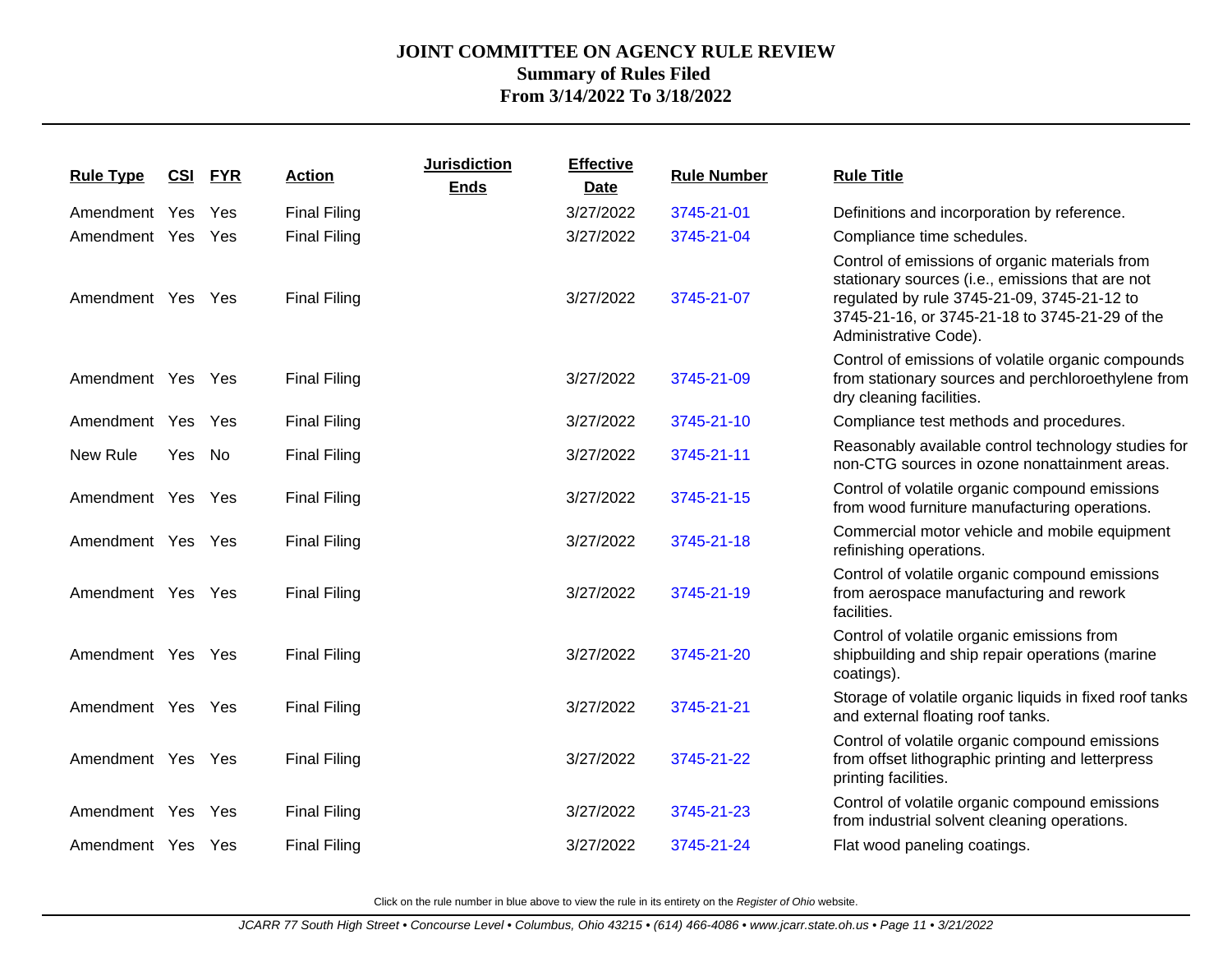# JOINT COMMITTEE ON AGENCY RULE REVIEW

## Summary of Rules Filed

## From 3/14/2022 To 3/18/2022

| Rule Type | CSI | FYR | Action | Jurisdiction Ends | Effective Date | Rule Number | Rule Title |
|---|---|---|---|---|---|---|---|
| Amendment | Yes | Yes | Final Filing | | 3/27/2022 | 3745-21-01 | Definitions and incorporation by reference. |
| Amendment | Yes | Yes | Final Filing | | 3/27/2022 | 3745-21-04 | Compliance time schedules. |
| Amendment | Yes | Yes | Final Filing | | 3/27/2022 | 3745-21-07 | Control of emissions of organic materials from stationary sources (i.e., emissions that are not regulated by rule 3745-21-09, 3745-21-12 to 3745-21-16, or 3745-21-18 to 3745-21-29 of the Administrative Code). |
| Amendment | Yes | Yes | Final Filing | | 3/27/2022 | 3745-21-09 | Control of emissions of volatile organic compounds from stationary sources and perchloroethylene from dry cleaning facilities. |
| Amendment | Yes | Yes | Final Filing | | 3/27/2022 | 3745-21-10 | Compliance test methods and procedures. |
| New Rule | Yes | No | Final Filing | | 3/27/2022 | 3745-21-11 | Reasonably available control technology studies for non-CTG sources in ozone nonattainment areas. |
| Amendment | Yes | Yes | Final Filing | | 3/27/2022 | 3745-21-15 | Control of volatile organic compound emissions from wood furniture manufacturing operations. |
| Amendment | Yes | Yes | Final Filing | | 3/27/2022 | 3745-21-18 | Commercial motor vehicle and mobile equipment refinishing operations. |
| Amendment | Yes | Yes | Final Filing | | 3/27/2022 | 3745-21-19 | Control of volatile organic compound emissions from aerospace manufacturing and rework facilities. |
| Amendment | Yes | Yes | Final Filing | | 3/27/2022 | 3745-21-20 | Control of volatile organic emissions from shipbuilding and ship repair operations (marine coatings). |
| Amendment | Yes | Yes | Final Filing | | 3/27/2022 | 3745-21-21 | Storage of volatile organic liquids in fixed roof tanks and external floating roof tanks. |
| Amendment | Yes | Yes | Final Filing | | 3/27/2022 | 3745-21-22 | Control of volatile organic compound emissions from offset lithographic printing and letterpress printing facilities. |
| Amendment | Yes | Yes | Final Filing | | 3/27/2022 | 3745-21-23 | Control of volatile organic compound emissions from industrial solvent cleaning operations. |
| Amendment | Yes | Yes | Final Filing | | 3/27/2022 | 3745-21-24 | Flat wood paneling coatings. |

Click on the rule number in blue above to view the rule in its entirety on the *Register of Ohio* website.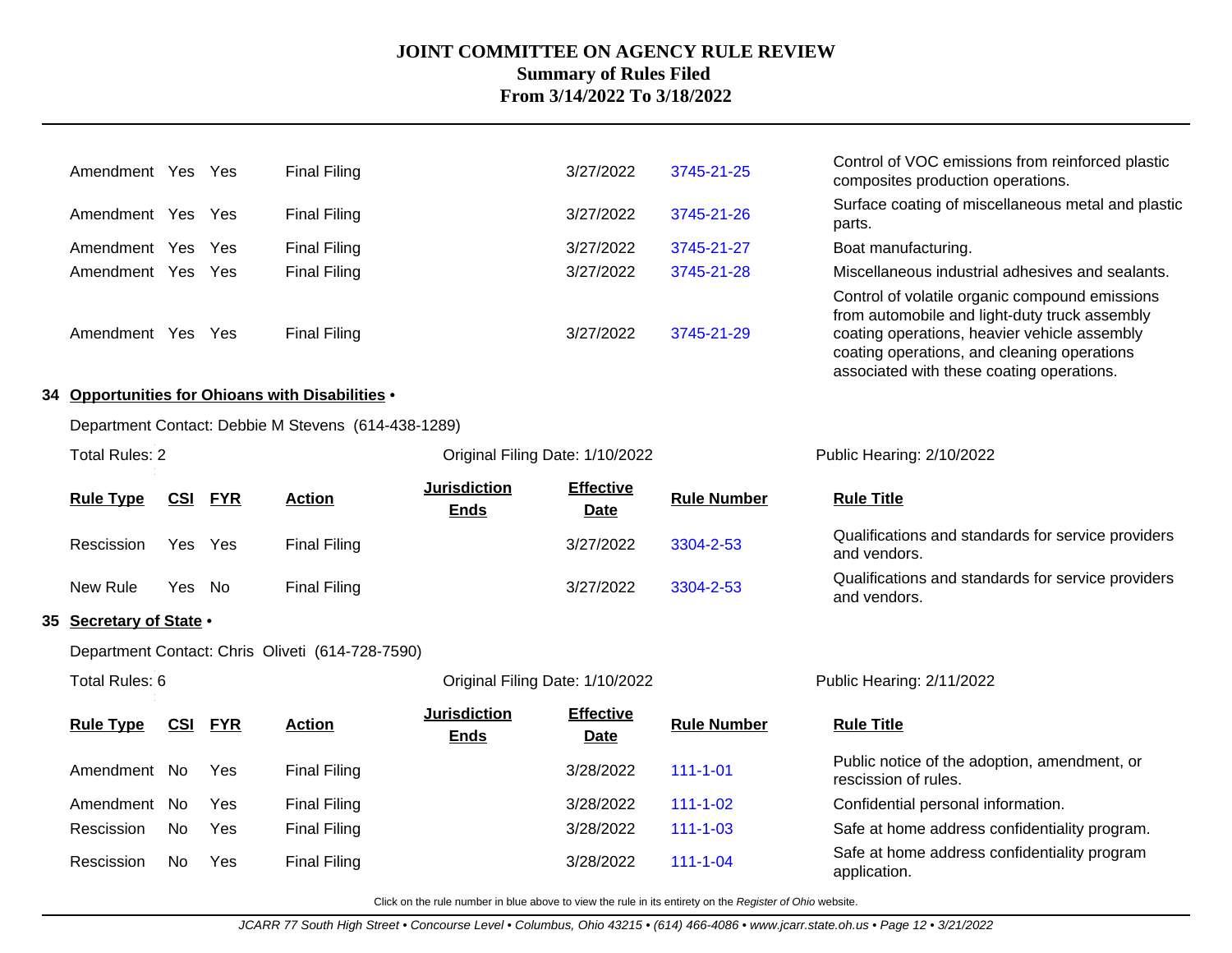# JOINT COMMITTEE ON AGENCY RULE REVIEW
## Summary of Rules Filed
## From 3/14/2022 To 3/18/2022

| Rule Type | CSI | FYR | Action | Jurisdiction Ends | Effective Date | Rule Number | Rule Title |
|---|---|---|---|---|---|---|---|
| Amendment | Yes | Yes | Final Filing | | 3/27/2022 | 3745-21-25 | Control of VOC emissions from reinforced plastic composites production operations. |
| Amendment | Yes | Yes | Final Filing | | 3/27/2022 | 3745-21-26 | Surface coating of miscellaneous metal and plastic parts. |
| Amendment | Yes | Yes | Final Filing | | 3/27/2022 | 3745-21-27 | Boat manufacturing. |
| Amendment | Yes | Yes | Final Filing | | 3/27/2022 | 3745-21-28 | Miscellaneous industrial adhesives and sealants. |
| Amendment | Yes | Yes | Final Filing | | 3/27/2022 | 3745-21-29 | Control of volatile organic compound emissions from automobile and light-duty truck assembly coating operations, heavier vehicle assembly coating operations, and cleaning operations associated with these coating operations. |

### 34 Opportunities for Ohioans with Disabilities •

Department Contact: Debbie M Stevens (614-438-1289)

Total Rules: 2 | Original Filing Date: 1/10/2022 | Public Hearing: 2/10/2022

| Rule Type | CSI | FYR | Action | Jurisdiction Ends | Effective Date | Rule Number | Rule Title |
|---|---|---|---|---|---|---|---|
| Rescission | Yes | Yes | Final Filing | | 3/27/2022 | 3304-2-53 | Qualifications and standards for service providers and vendors. |
| New Rule | Yes | No | Final Filing | | 3/27/2022 | 3304-2-53 | Qualifications and standards for service providers and vendors. |

### 35 Secretary of State •

Department Contact: Chris Oliveti (614-728-7590)

Total Rules: 6 | Original Filing Date: 1/10/2022 | Public Hearing: 2/11/2022

| Rule Type | CSI | FYR | Action | Jurisdiction Ends | Effective Date | Rule Number | Rule Title |
|---|---|---|---|---|---|---|---|
| Amendment | No | Yes | Final Filing | | 3/28/2022 | 111-1-01 | Public notice of the adoption, amendment, or rescission of rules. |
| Amendment | No | Yes | Final Filing | | 3/28/2022 | 111-1-02 | Confidential personal information. |
| Rescission | No | Yes | Final Filing | | 3/28/2022 | 111-1-03 | Safe at home address confidentiality program. |
| Rescission | No | Yes | Final Filing | | 3/28/2022 | 111-1-04 | Safe at home address confidentiality program application. |

Click on the rule number in blue above to view the rule in its entirety on the *Register of Ohio* website.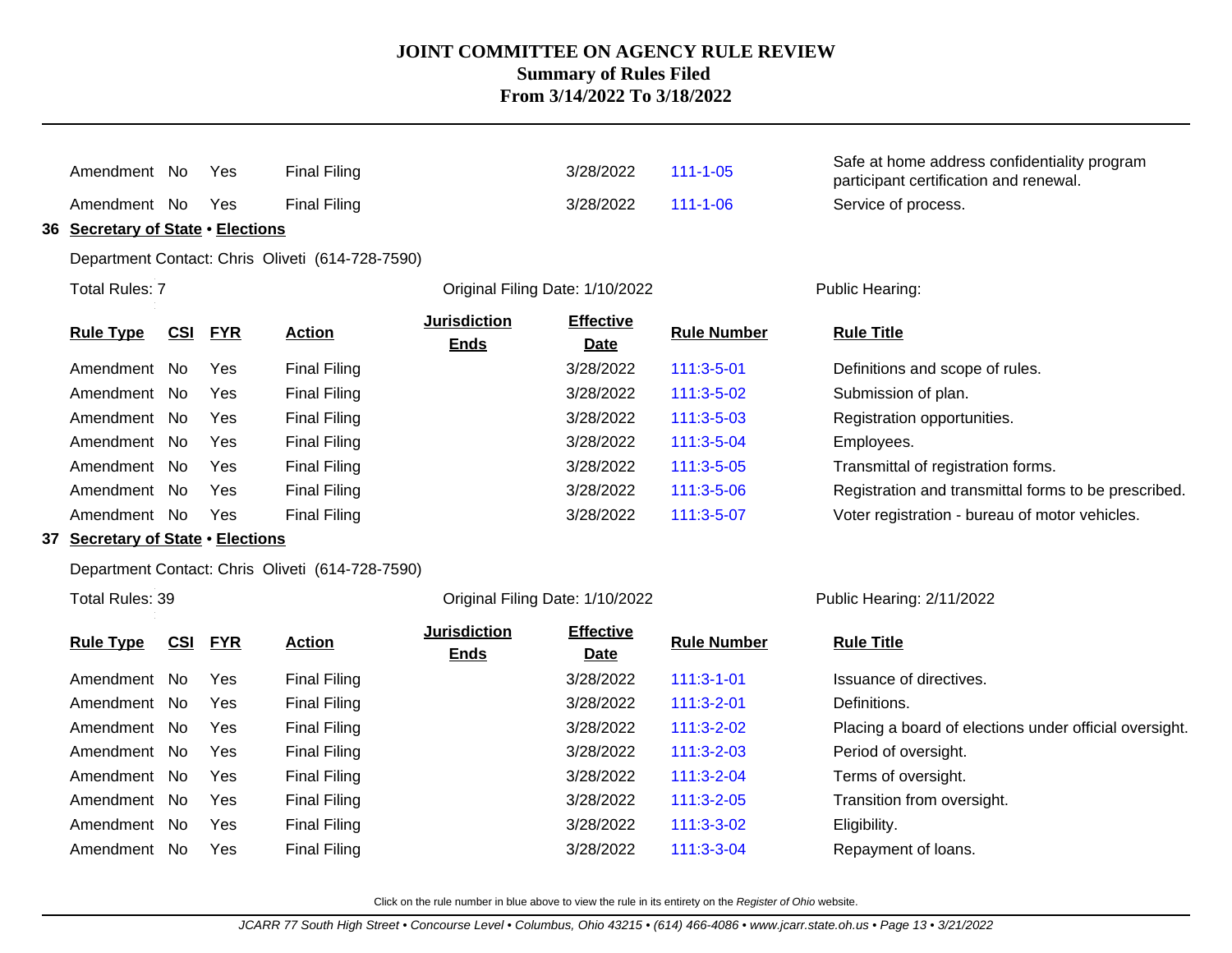# JOINT COMMITTEE ON AGENCY RULE REVIEW
## Summary of Rules Filed
## From 3/14/2022 To 3/18/2022

| Rule Type | CSI | FYR | Action | Jurisdiction Ends | Effective Date | Rule Number | Rule Title |
|---|---|---|---|---|---|---|---|
| Amendment | No | Yes | Final Filing | | 3/28/2022 | 111-1-05 | Safe at home address confidentiality program participant certification and renewal. |
| Amendment | No | Yes | Final Filing | | 3/28/2022 | 111-1-06 | Service of process. |

### 36 Secretary of State • Elections

Department Contact: Chris Oliveti (614-728-7590)

Total Rules: 7 | Original Filing Date: 1/10/2022 | Public Hearing:

| Rule Type | CSI | FYR | Action | Jurisdiction Ends | Effective Date | Rule Number | Rule Title |
|---|---|---|---|---|---|---|---|
| Amendment | No | Yes | Final Filing | | 3/28/2022 | 111:3-5-01 | Definitions and scope of rules. |
| Amendment | No | Yes | Final Filing | | 3/28/2022 | 111:3-5-02 | Submission of plan. |
| Amendment | No | Yes | Final Filing | | 3/28/2022 | 111:3-5-03 | Registration opportunities. |
| Amendment | No | Yes | Final Filing | | 3/28/2022 | 111:3-5-04 | Employees. |
| Amendment | No | Yes | Final Filing | | 3/28/2022 | 111:3-5-05 | Transmittal of registration forms. |
| Amendment | No | Yes | Final Filing | | 3/28/2022 | 111:3-5-06 | Registration and transmittal forms to be prescribed. |
| Amendment | No | Yes | Final Filing | | 3/28/2022 | 111:3-5-07 | Voter registration - bureau of motor vehicles. |

### 37 Secretary of State • Elections

Department Contact: Chris Oliveti (614-728-7590)

Total Rules: 39 | Original Filing Date: 1/10/2022 | Public Hearing: 2/11/2022

| Rule Type | CSI | FYR | Action | Jurisdiction Ends | Effective Date | Rule Number | Rule Title |
|---|---|---|---|---|---|---|---|
| Amendment | No | Yes | Final Filing | | 3/28/2022 | 111:3-1-01 | Issuance of directives. |
| Amendment | No | Yes | Final Filing | | 3/28/2022 | 111:3-2-01 | Definitions. |
| Amendment | No | Yes | Final Filing | | 3/28/2022 | 111:3-2-02 | Placing a board of elections under official oversight. |
| Amendment | No | Yes | Final Filing | | 3/28/2022 | 111:3-2-03 | Period of oversight. |
| Amendment | No | Yes | Final Filing | | 3/28/2022 | 111:3-2-04 | Terms of oversight. |
| Amendment | No | Yes | Final Filing | | 3/28/2022 | 111:3-2-05 | Transition from oversight. |
| Amendment | No | Yes | Final Filing | | 3/28/2022 | 111:3-3-02 | Eligibility. |
| Amendment | No | Yes | Final Filing | | 3/28/2022 | 111:3-3-04 | Repayment of loans. |

Click on the rule number in blue above to view the rule in its entirety on the *Register of Ohio* website.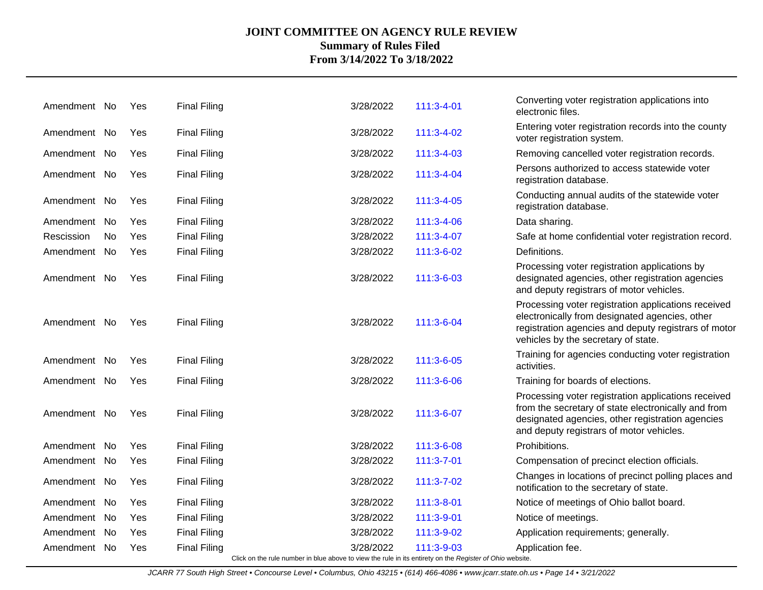# JOINT COMMITTEE ON AGENCY RULE REVIEW
## Summary of Rules Filed
### From 3/14/2022 To 3/18/2022

| | | | | | | |
|---|---|---|---|---|---|---|
| Amendment | No | Yes | Final Filing | 3/28/2022 | 111:3-4-01 | Converting voter registration applications into electronic files. |
| Amendment | No | Yes | Final Filing | 3/28/2022 | 111:3-4-02 | Entering voter registration records into the county voter registration system. |
| Amendment | No | Yes | Final Filing | 3/28/2022 | 111:3-4-03 | Removing cancelled voter registration records. |
| Amendment | No | Yes | Final Filing | 3/28/2022 | 111:3-4-04 | Persons authorized to access statewide voter registration database. |
| Amendment | No | Yes | Final Filing | 3/28/2022 | 111:3-4-05 | Conducting annual audits of the statewide voter registration database. |
| Amendment | No | Yes | Final Filing | 3/28/2022 | 111:3-4-06 | Data sharing. |
| Rescission | No | Yes | Final Filing | 3/28/2022 | 111:3-4-07 | Safe at home confidential voter registration record. |
| Amendment | No | Yes | Final Filing | 3/28/2022 | 111:3-6-02 | Definitions. |
| Amendment | No | Yes | Final Filing | 3/28/2022 | 111:3-6-03 | Processing voter registration applications by designated agencies, other registration agencies and deputy registrars of motor vehicles. |
| Amendment | No | Yes | Final Filing | 3/28/2022 | 111:3-6-04 | Processing voter registration applications received electronically from designated agencies, other registration agencies and deputy registrars of motor vehicles by the secretary of state. |
| Amendment | No | Yes | Final Filing | 3/28/2022 | 111:3-6-05 | Training for agencies conducting voter registration activities. |
| Amendment | No | Yes | Final Filing | 3/28/2022 | 111:3-6-06 | Training for boards of elections. |
| Amendment | No | Yes | Final Filing | 3/28/2022 | 111:3-6-07 | Processing voter registration applications received from the secretary of state electronically and from designated agencies, other registration agencies and deputy registrars of motor vehicles. |
| Amendment | No | Yes | Final Filing | 3/28/2022 | 111:3-6-08 | Prohibitions. |
| Amendment | No | Yes | Final Filing | 3/28/2022 | 111:3-7-01 | Compensation of precinct election officials. |
| Amendment | No | Yes | Final Filing | 3/28/2022 | 111:3-7-02 | Changes in locations of precinct polling places and notification to the secretary of state. |
| Amendment | No | Yes | Final Filing | 3/28/2022 | 111:3-8-01 | Notice of meetings of Ohio ballot board. |
| Amendment | No | Yes | Final Filing | 3/28/2022 | 111:3-9-01 | Notice of meetings. |
| Amendment | No | Yes | Final Filing | 3/28/2022 | 111:3-9-02 | Application requirements; generally. |
| Amendment | No | Yes | Final Filing | 3/28/2022 | 111:3-9-03 | Application fee. |

Click on the rule number in blue above to view the rule in its entirety on the *Register of Ohio* website.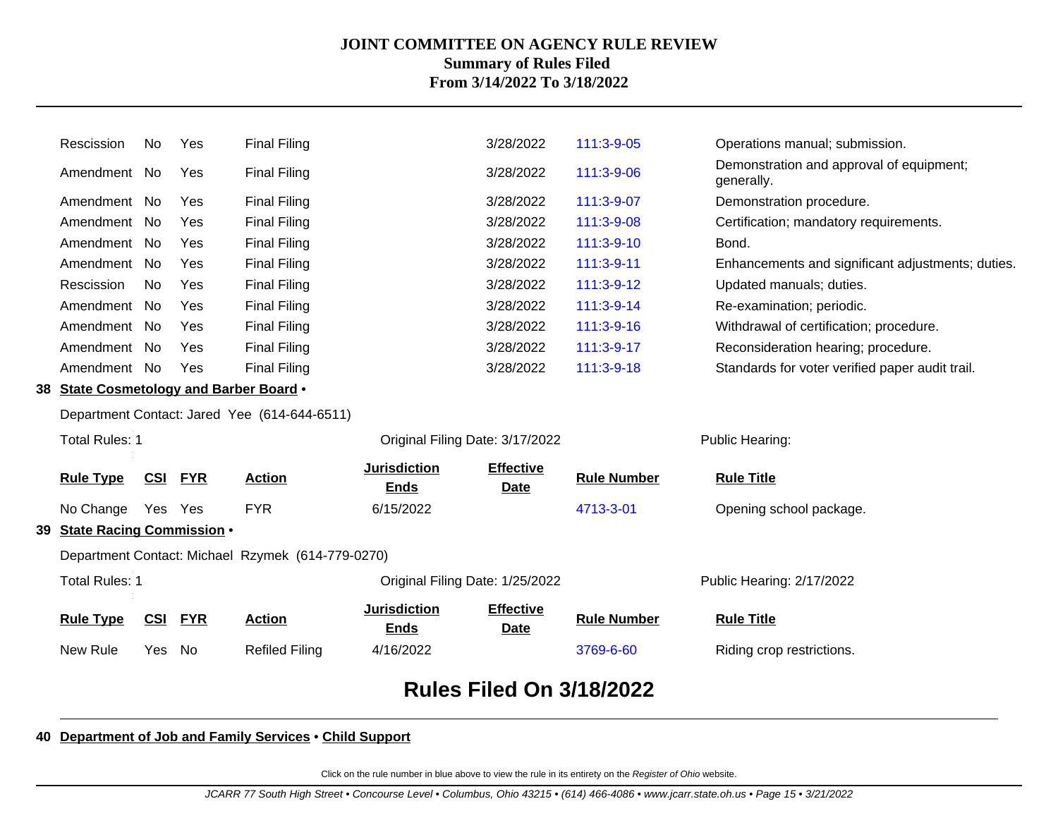| Rule Type | CSI | FYR | Action | Jurisdiction Ends | Effective Date | Rule Number | Rule Title |
|---|---|---|---|---|---|---|---|
| Rescission | No | Yes | Final Filing | | 3/28/2022 | 111:3-9-05 | Operations manual; submission. |
| Amendment | No | Yes | Final Filing | | 3/28/2022 | 111:3-9-06 | Demonstration and approval of equipment; generally. |
| Amendment | No | Yes | Final Filing | | 3/28/2022 | 111:3-9-07 | Demonstration procedure. |
| Amendment | No | Yes | Final Filing | | 3/28/2022 | 111:3-9-08 | Certification; mandatory requirements. |
| Amendment | No | Yes | Final Filing | | 3/28/2022 | 111:3-9-10 | Bond. |
| Amendment | No | Yes | Final Filing | | 3/28/2022 | 111:3-9-11 | Enhancements and significant adjustments; duties. |
| Rescission | No | Yes | Final Filing | | 3/28/2022 | 111:3-9-12 | Updated manuals; duties. |
| Amendment | No | Yes | Final Filing | | 3/28/2022 | 111:3-9-14 | Re-examination; periodic. |
| Amendment | No | Yes | Final Filing | | 3/28/2022 | 111:3-9-16 | Withdrawal of certification; procedure. |
| Amendment | No | Yes | Final Filing | | 3/28/2022 | 111:3-9-17 | Reconsideration hearing; procedure. |
| Amendment | No | Yes | Final Filing | | 3/28/2022 | 111:3-9-18 | Standards for voter verified paper audit trail. |

**38 State Cosmetology and Barber Board •**

Department Contact: Jared Yee (614-644-6511)

Total Rules: 1 — Original Filing Date: 3/17/2022 — Public Hearing:

| Rule Type | CSI | FYR | Action | Jurisdiction Ends | Effective Date | Rule Number | Rule Title |
|---|---|---|---|---|---|---|---|
| No Change | Yes | Yes | FYR | 6/15/2022 | | 4713-3-01 | Opening school package. |

**39 State Racing Commission •**

Department Contact: Michael Rzymek (614-779-0270)

Total Rules: 1 — Original Filing Date: 1/25/2022 — Public Hearing: 2/17/2022

| Rule Type | CSI | FYR | Action | Jurisdiction Ends | Effective Date | Rule Number | Rule Title |
|---|---|---|---|---|---|---|---|
| New Rule | Yes | No | Refiled Filing | 4/16/2022 | | 3769-6-60 | Riding crop restrictions. |

# Rules Filed On 3/18/2022

**40 Department of Job and Family Services • Child Support**

Click on the rule number in blue above to view the rule in its entirety on the *Register of Ohio* website.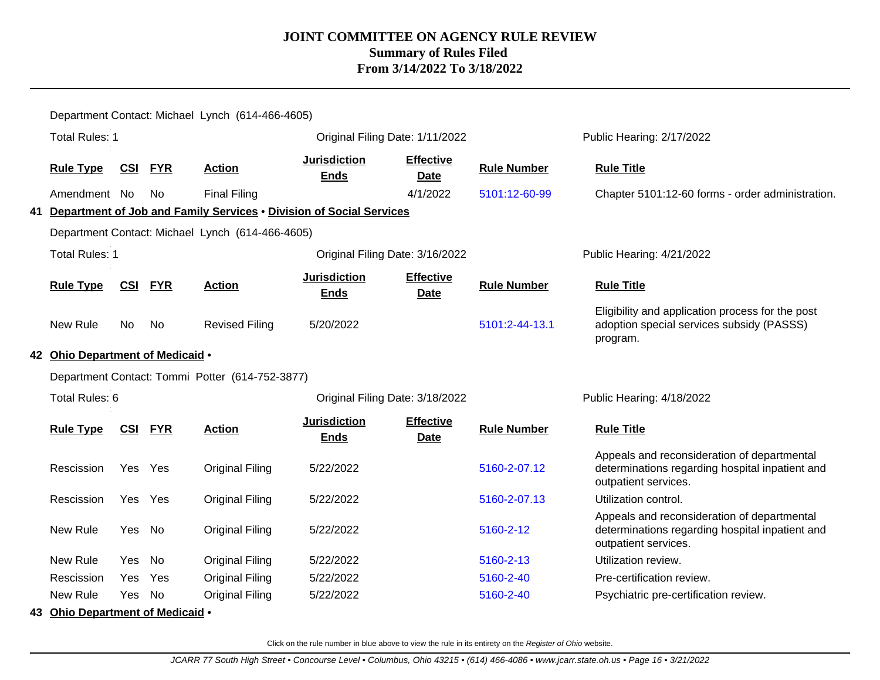# JOINT COMMITTEE ON AGENCY RULE REVIEW
## Summary of Rules Filed
## From 3/14/2022 To 3/18/2022

Department Contact: Michael Lynch (614-466-4605)

Total Rules: 1 | Original Filing Date: 1/11/2022 | Public Hearing: 2/17/2022

| Rule Type | CSI | FYR | Action | Jurisdiction Ends | Effective Date | Rule Number | Rule Title |
|---|---|---|---|---|---|---|---|
| Amendment | No | No | Final Filing | | 4/1/2022 | 5101:12-60-99 | Chapter 5101:12-60 forms - order administration. |

**41 Department of Job and Family Services • Division of Social Services**

Department Contact: Michael Lynch (614-466-4605)

Total Rules: 1 | Original Filing Date: 3/16/2022 | Public Hearing: 4/21/2022

| Rule Type | CSI | FYR | Action | Jurisdiction Ends | Effective Date | Rule Number | Rule Title |
|---|---|---|---|---|---|---|---|
| New Rule | No | No | Revised Filing | 5/20/2022 | | 5101:2-44-13.1 | Eligibility and application process for the post adoption special services subsidy (PASSS) program. |

**42 Ohio Department of Medicaid •**

Department Contact: Tommi Potter (614-752-3877)

Total Rules: 6 | Original Filing Date: 3/18/2022 | Public Hearing: 4/18/2022

| Rule Type | CSI | FYR | Action | Jurisdiction Ends | Effective Date | Rule Number | Rule Title |
|---|---|---|---|---|---|---|---|
| Rescission | Yes | Yes | Original Filing | 5/22/2022 | | 5160-2-07.12 | Appeals and reconsideration of departmental determinations regarding hospital inpatient and outpatient services. |
| Rescission | Yes | Yes | Original Filing | 5/22/2022 | | 5160-2-07.13 | Utilization control. |
| New Rule | Yes | No | Original Filing | 5/22/2022 | | 5160-2-12 | Appeals and reconsideration of departmental determinations regarding hospital inpatient and outpatient services. |
| New Rule | Yes | No | Original Filing | 5/22/2022 | | 5160-2-13 | Utilization review. |
| Rescission | Yes | Yes | Original Filing | 5/22/2022 | | 5160-2-40 | Pre-certification review. |
| New Rule | Yes | No | Original Filing | 5/22/2022 | | 5160-2-40 | Psychiatric pre-certification review. |

**43 Ohio Department of Medicaid •**

Click on the rule number in blue above to view the rule in its entirety on the *Register of Ohio* website.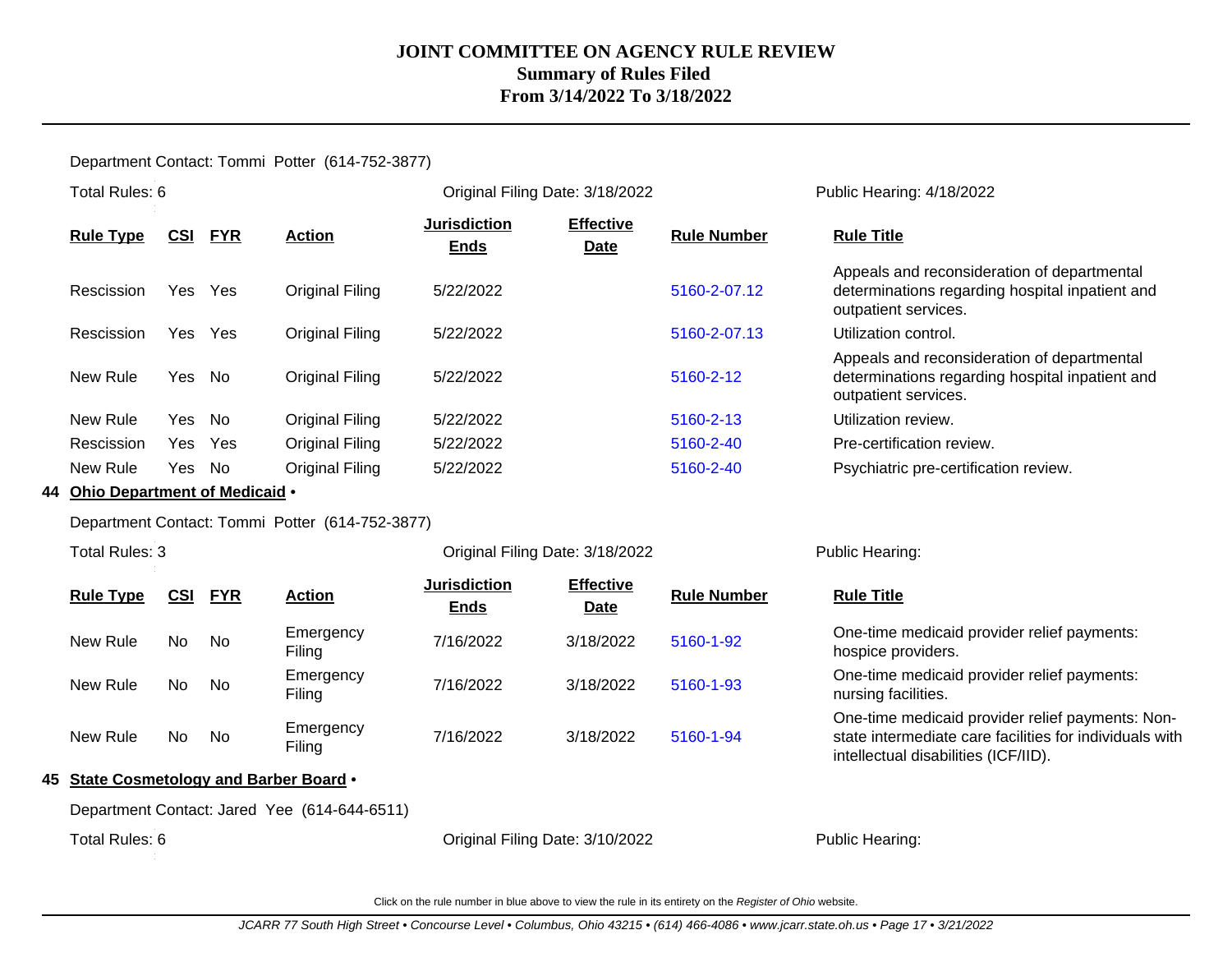Department Contact: Tommi Potter (614-752-3877)

Total Rules: 6 | Original Filing Date: 3/18/2022 | Public Hearing: 4/18/2022

| Rule Type | CSI | FYR | Action | Jurisdiction Ends | Effective Date | Rule Number | Rule Title |
|---|---|---|---|---|---|---|---|
| Rescission | Yes | Yes | Original Filing | 5/22/2022 | | 5160-2-07.12 | Appeals and reconsideration of departmental determinations regarding hospital inpatient and outpatient services. |
| Rescission | Yes | Yes | Original Filing | 5/22/2022 | | 5160-2-07.13 | Utilization control. |
| New Rule | Yes | No | Original Filing | 5/22/2022 | | 5160-2-12 | Appeals and reconsideration of departmental determinations regarding hospital inpatient and outpatient services. |
| New Rule | Yes | No | Original Filing | 5/22/2022 | | 5160-2-13 | Utilization review. |
| Rescission | Yes | Yes | Original Filing | 5/22/2022 | | 5160-2-40 | Pre-certification review. |
| New Rule | Yes | No | Original Filing | 5/22/2022 | | 5160-2-40 | Psychiatric pre-certification review. |

**44 Ohio Department of Medicaid •**

Department Contact: Tommi Potter (614-752-3877)

Total Rules: 3 | Original Filing Date: 3/18/2022 | Public Hearing:

| Rule Type | CSI | FYR | Action | Jurisdiction Ends | Effective Date | Rule Number | Rule Title |
|---|---|---|---|---|---|---|---|
| New Rule | No | No | Emergency Filing | 7/16/2022 | 3/18/2022 | 5160-1-92 | One-time medicaid provider relief payments: hospice providers. |
| New Rule | No | No | Emergency Filing | 7/16/2022 | 3/18/2022 | 5160-1-93 | One-time medicaid provider relief payments: nursing facilities. |
| New Rule | No | No | Emergency Filing | 7/16/2022 | 3/18/2022 | 5160-1-94 | One-time medicaid provider relief payments: Non-state intermediate care facilities for individuals with intellectual disabilities (ICF/IID). |

**45 State Cosmetology and Barber Board •**

Department Contact: Jared Yee (614-644-6511)

Total Rules: 6 | Original Filing Date: 3/10/2022 | Public Hearing:

Click on the rule number in blue above to view the rule in its entirety on the *Register of Ohio* website.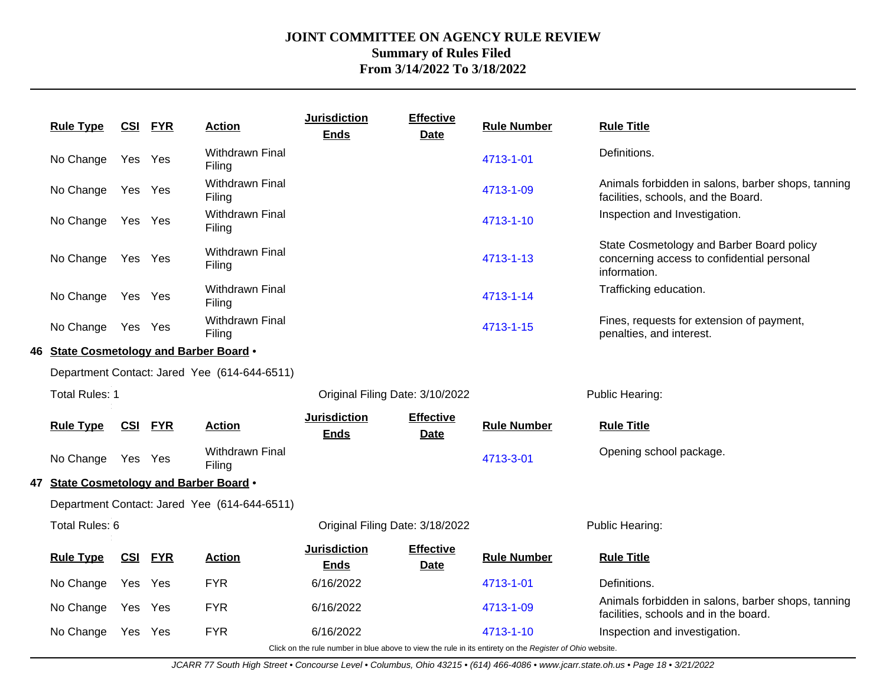# JOINT COMMITTEE ON AGENCY RULE REVIEW
## Summary of Rules Filed
## From 3/14/2022 To 3/18/2022

| Rule Type | CSI | FYR | Action | Jurisdiction Ends | Effective Date | Rule Number | Rule Title |
|---|---|---|---|---|---|---|---|
| No Change | Yes | Yes | Withdrawn Final Filing | | | 4713-1-01 | Definitions. |
| No Change | Yes | Yes | Withdrawn Final Filing | | | 4713-1-09 | Animals forbidden in salons, barber shops, tanning facilities, schools, and the Board. |
| No Change | Yes | Yes | Withdrawn Final Filing | | | 4713-1-10 | Inspection and Investigation. |
| No Change | Yes | Yes | Withdrawn Final Filing | | | 4713-1-13 | State Cosmetology and Barber Board policy concerning access to confidential personal information. |
| No Change | Yes | Yes | Withdrawn Final Filing | | | 4713-1-14 | Trafficking education. |
| No Change | Yes | Yes | Withdrawn Final Filing | | | 4713-1-15 | Fines, requests for extension of payment, penalties, and interest. |

**46 State Cosmetology and Barber Board •**

Department Contact: Jared Yee (614-644-6511)

Total Rules: 1 — Original Filing Date: 3/10/2022 — Public Hearing:

| Rule Type | CSI | FYR | Action | Jurisdiction Ends | Effective Date | Rule Number | Rule Title |
|---|---|---|---|---|---|---|---|
| No Change | Yes | Yes | Withdrawn Final Filing | | | 4713-3-01 | Opening school package. |

**47 State Cosmetology and Barber Board •**

Department Contact: Jared Yee (614-644-6511)

Total Rules: 6 — Original Filing Date: 3/18/2022 — Public Hearing:

| Rule Type | CSI | FYR | Action | Jurisdiction Ends | Effective Date | Rule Number | Rule Title |
|---|---|---|---|---|---|---|---|
| No Change | Yes | Yes | FYR | 6/16/2022 | | 4713-1-01 | Definitions. |
| No Change | Yes | Yes | FYR | 6/16/2022 | | 4713-1-09 | Animals forbidden in salons, barber shops, tanning facilities, schools and in the board. |
| No Change | Yes | Yes | FYR | 6/16/2022 | | 4713-1-10 | Inspection and investigation. |

Click on the rule number in blue above to view the rule in its entirety on the *Register of Ohio* website.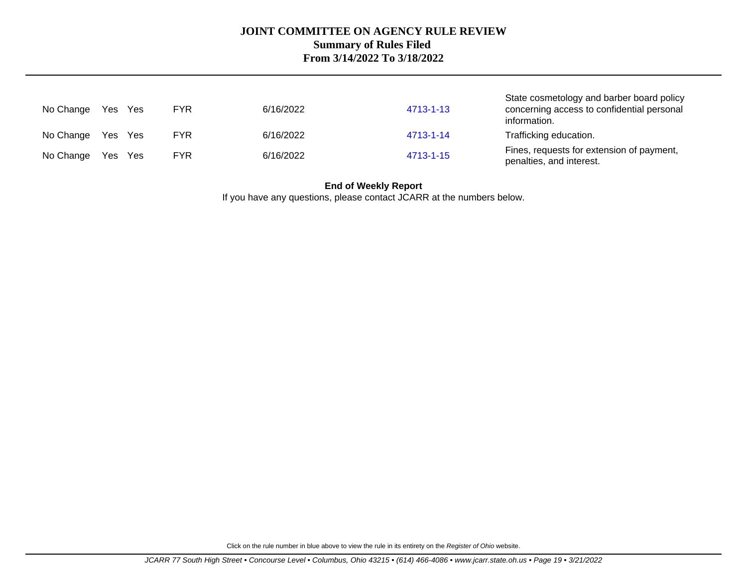# JOINT COMMITTEE ON AGENCY RULE REVIEW

**Summary of Rules Filed**

**From 3/14/2022 To 3/18/2022**

| | | | | | | |
|---|---|---|---|---|---|---|
| No Change | Yes | Yes | FYR | 6/16/2022 | 4713-1-13 | State cosmetology and barber board policy concerning access to confidential personal information. |
| No Change | Yes | Yes | FYR | 6/16/2022 | 4713-1-14 | Trafficking education. |
| No Change | Yes | Yes | FYR | 6/16/2022 | 4713-1-15 | Fines, requests for extension of payment, penalties, and interest. |

**End of Weekly Report**

If you have any questions, please contact JCARR at the numbers below.

Click on the rule number in blue above to view the rule in its entirety on the *Register of Ohio* website.

*JCARR 77 South High Street • Concourse Level • Columbus, Ohio 43215 • (614) 466-4086 • www.jcarr.state.oh.us*